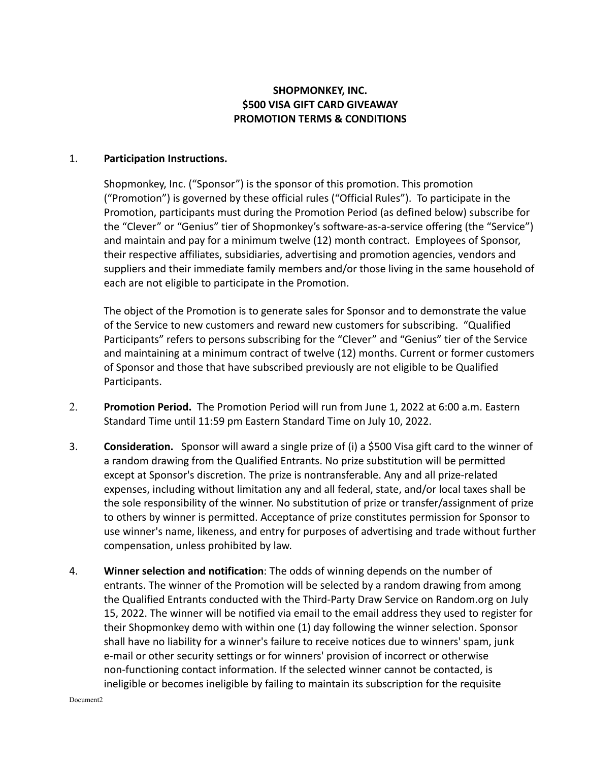**SHOPMONKEY, INC.**
**$500 VISA GIFT CARD GIVEAWAY**
**PROMOTION TERMS & CONDITIONS**

1. **Participation Instructions.**

   Shopmonkey, Inc. ("Sponsor") is the sponsor of this promotion. This promotion ("Promotion") is governed by these official rules ("Official Rules"). To participate in the Promotion, participants must during the Promotion Period (as defined below) subscribe for the "Clever" or "Genius" tier of Shopmonkey's software-as-a-service offering (the "Service") and maintain and pay for a minimum twelve (12) month contract. Employees of Sponsor, their respective affiliates, subsidiaries, advertising and promotion agencies, vendors and suppliers and their immediate family members and/or those living in the same household of each are not eligible to participate in the Promotion.

   The object of the Promotion is to generate sales for Sponsor and to demonstrate the value of the Service to new customers and reward new customers for subscribing. "Qualified Participants" refers to persons subscribing for the "Clever" and "Genius" tier of the Service and maintaining at a minimum contract of twelve (12) months. Current or former customers of Sponsor and those that have subscribed previously are not eligible to be Qualified Participants.

2. **Promotion Period.** The Promotion Period will run from June 1, 2022 at 6:00 a.m. Eastern Standard Time until 11:59 pm Eastern Standard Time on July 10, 2022.

3. **Consideration.** Sponsor will award a single prize of (i) a $500 Visa gift card to the winner of a random drawing from the Qualified Entrants. No prize substitution will be permitted except at Sponsor's discretion. The prize is nontransferable. Any and all prize-related expenses, including without limitation any and all federal, state, and/or local taxes shall be the sole responsibility of the winner. No substitution of prize or transfer/assignment of prize to others by winner is permitted. Acceptance of prize constitutes permission for Sponsor to use winner's name, likeness, and entry for purposes of advertising and trade without further compensation, unless prohibited by law.

4. **Winner selection and notification**: The odds of winning depends on the number of entrants. The winner of the Promotion will be selected by a random drawing from among the Qualified Entrants conducted with the Third-Party Draw Service on Random.org on July 15, 2022. The winner will be notified via email to the email address they used to register for their Shopmonkey demo with within one (1) day following the winner selection. Sponsor shall have no liability for a winner's failure to receive notices due to winners' spam, junk e-mail or other security settings or for winners' provision of incorrect or otherwise non-functioning contact information. If the selected winner cannot be contacted, is ineligible or becomes ineligible by failing to maintain its subscription for the requisite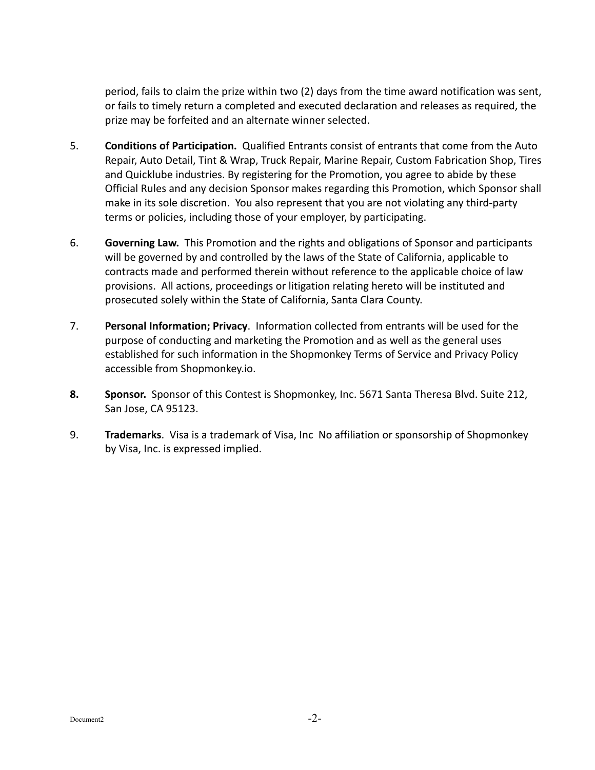period, fails to claim the prize within two (2) days from the time award notification was sent, or fails to timely return a completed and executed declaration and releases as required, the prize may be forfeited and an alternate winner selected.

5. **Conditions of Participation.** Qualified Entrants consist of entrants that come from the Auto Repair, Auto Detail, Tint & Wrap, Truck Repair, Marine Repair, Custom Fabrication Shop, Tires and Quicklube industries. By registering for the Promotion, you agree to abide by these Official Rules and any decision Sponsor makes regarding this Promotion, which Sponsor shall make in its sole discretion. You also represent that you are not violating any third-party terms or policies, including those of your employer, by participating.

6. **Governing Law.** This Promotion and the rights and obligations of Sponsor and participants will be governed by and controlled by the laws of the State of California, applicable to contracts made and performed therein without reference to the applicable choice of law provisions. All actions, proceedings or litigation relating hereto will be instituted and prosecuted solely within the State of California, Santa Clara County.

7. **Personal Information; Privacy**. Information collected from entrants will be used for the purpose of conducting and marketing the Promotion and as well as the general uses established for such information in the Shopmonkey Terms of Service and Privacy Policy accessible from Shopmonkey.io.

8. **Sponsor.** Sponsor of this Contest is Shopmonkey, Inc. 5671 Santa Theresa Blvd. Suite 212, San Jose, CA 95123.

9. **Trademarks**. Visa is a trademark of Visa, Inc No affiliation or sponsorship of Shopmonkey by Visa, Inc. is expressed implied.